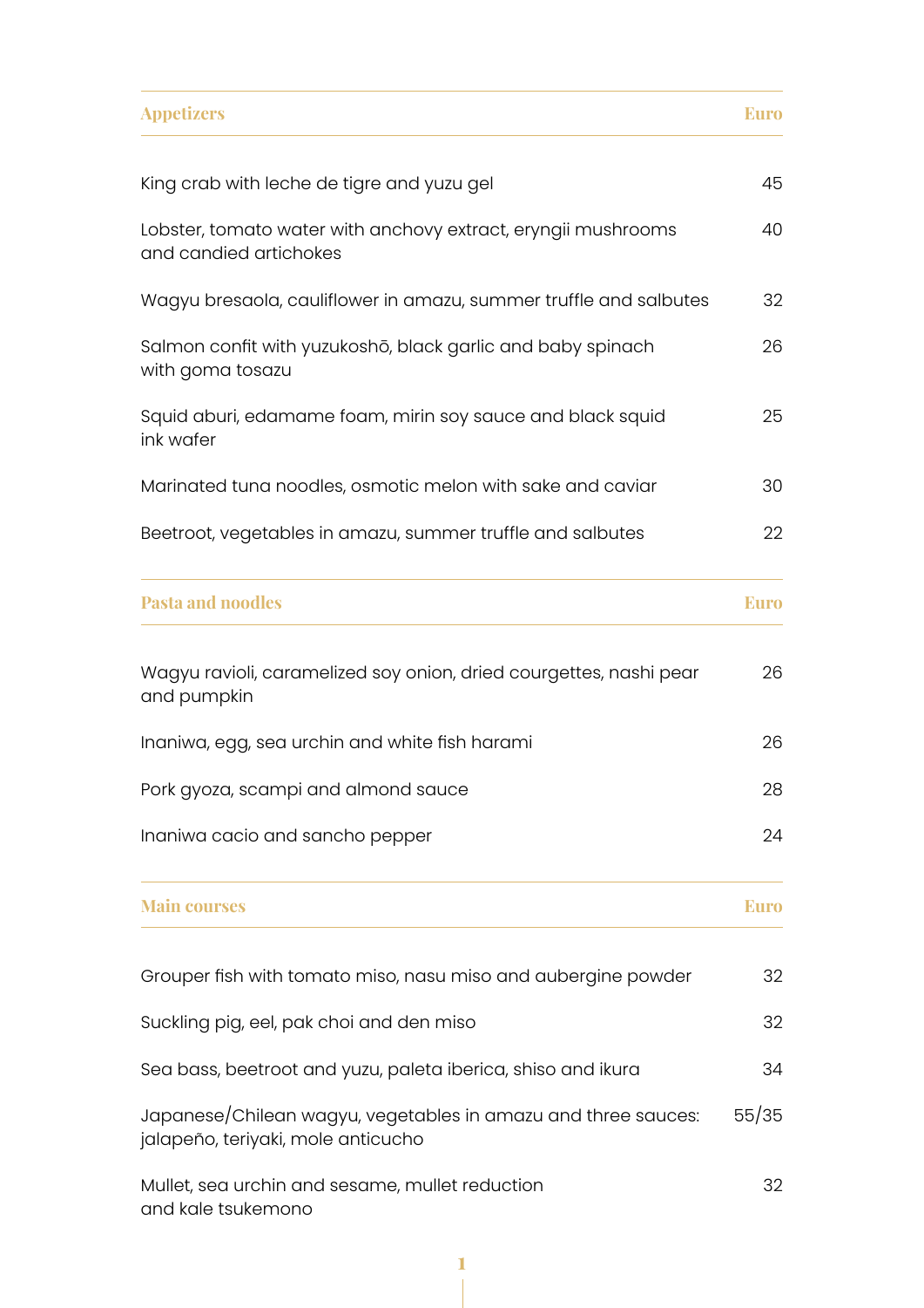| Appetizers | Euro |
|---|---|
| King crab with leche de tigre and yuzu gel | 45 |
| Lobster, tomato water with anchovy extract, eryngii mushrooms and candied artichokes | 40 |
| Wagyu bresaola, cauliflower in amazu, summer truffle and salbutes | 32 |
| Salmon confit with yuzukoshō, black garlic and baby spinach with goma tosazu | 26 |
| Squid aburi, edamame foam, mirin soy sauce and black squid ink wafer | 25 |
| Marinated tuna noodles, osmotic melon with sake and caviar | 30 |
| Beetroot, vegetables in amazu, summer truffle and salbutes | 22 |

| Pasta and noodles | Euro |
|---|---|
| Wagyu ravioli, caramelized soy onion, dried courgettes, nashi pear and pumpkin | 26 |
| Inaniwa, egg, sea urchin and white fish harami | 26 |
| Pork gyoza, scampi and almond sauce | 28 |
| Inaniwa cacio and sancho pepper | 24 |

| Main courses | Euro |
|---|---|
| Grouper fish with tomato miso, nasu miso and aubergine powder | 32 |
| Suckling pig, eel, pak choi and den miso | 32 |
| Sea bass, beetroot and yuzu, paleta iberica, shiso and ikura | 34 |
| Japanese/Chilean wagyu, vegetables in amazu and three sauces: jalapeño, teriyaki, mole anticucho | 55/35 |
| Mullet, sea urchin and sesame, mullet reduction and kale tsukemono | 32 |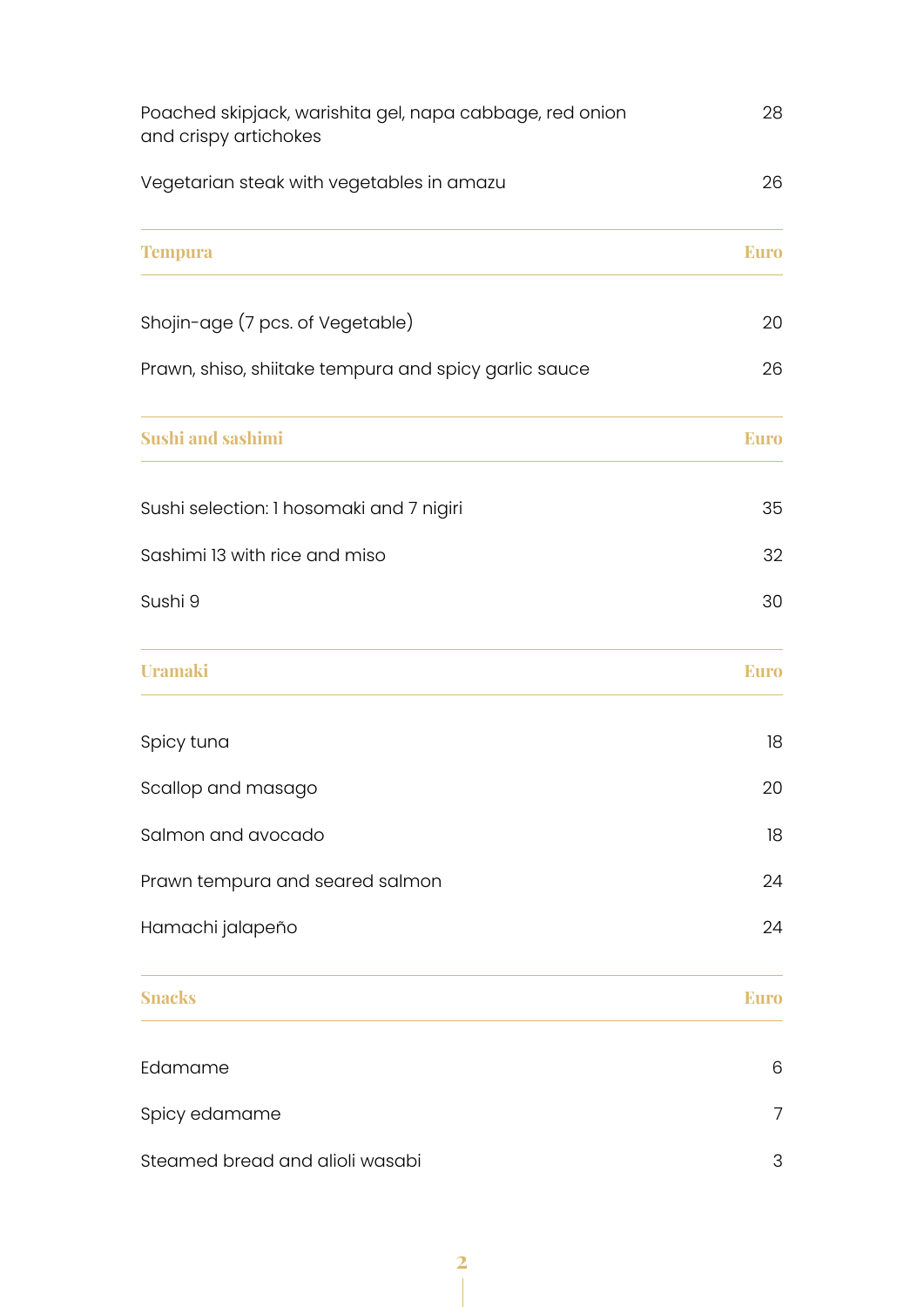| | |
|---|---|
| Poached skipjack, warishita gel, napa cabbage, red onion and crispy artichokes | 28 |
| Vegetarian steak with vegetables in amazu | 26 |

| Tempura | Euro |
|---|---|
| Shojin-age (7 pcs. of Vegetable) | 20 |
| Prawn, shiso, shiitake tempura and spicy garlic sauce | 26 |

| Sushi and sashimi | Euro |
|---|---|
| Sushi selection: 1 hosomaki and 7 nigiri | 35 |
| Sashimi 13 with rice and miso | 32 |
| Sushi 9 | 30 |

| Uramaki | Euro |
|---|---|
| Spicy tuna | 18 |
| Scallop and masago | 20 |
| Salmon and avocado | 18 |
| Prawn tempura and seared salmon | 24 |
| Hamachi jalapeño | 24 |

| Snacks | Euro |
|---|---|
| Edamame | 6 |
| Spicy edamame | 7 |
| Steamed bread and alioli wasabi | 3 |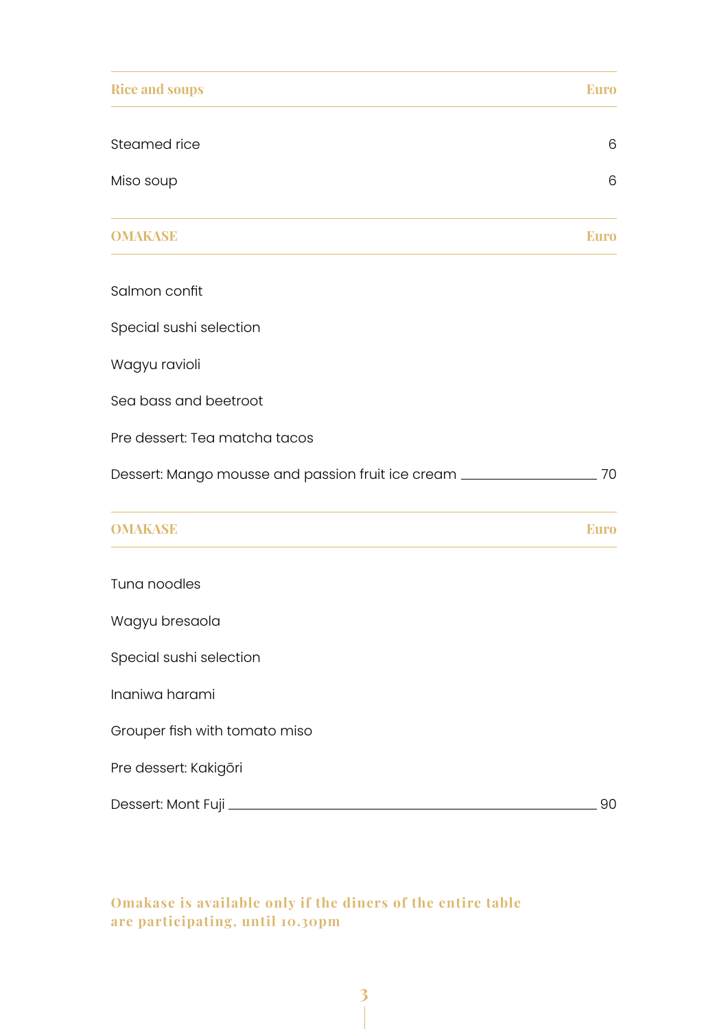| Rice and soups | Euro |
|---|---|
| Steamed rice | 6 |
| Miso soup | 6 |

| OMAKASE | Euro |
|---|---|
| Salmon confit | |
| Special sushi selection | |
| Wagyu ravioli | |
| Sea bass and beetroot | |
| Pre dessert: Tea matcha tacos | |
| Dessert: Mango mousse and passion fruit ice cream | 70 |

| OMAKASE | Euro |
|---|---|
| Tuna noodles | |
| Wagyu bresaola | |
| Special sushi selection | |
| Inaniwa harami | |
| Grouper fish with tomato miso | |
| Pre dessert: Kakigōri | |
| Dessert: Mont Fuji | 90 |

**Omakase is available only if the diners of the entire table are participating, until 10.30pm**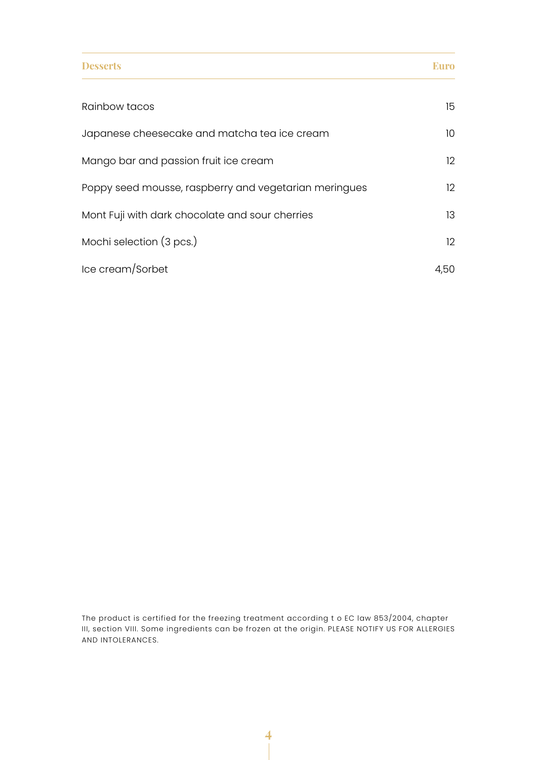| Desserts | Euro |
| --- | --- |
| Rainbow tacos | 15 |
| Japanese cheesecake and matcha tea ice cream | 10 |
| Mango bar and passion fruit ice cream | 12 |
| Poppy seed mousse, raspberry and vegetarian meringues | 12 |
| Mont Fuji with dark chocolate and sour cherries | 13 |
| Mochi selection (3 pcs.) | 12 |
| Ice cream/Sorbet | 4,50 |

The product is certified for the freezing treatment according t o EC law 853/2004, chapter III, section VIII. Some ingredients can be frozen at the origin. PLEASE NOTIFY US FOR ALLERGIES AND INTOLERANCES.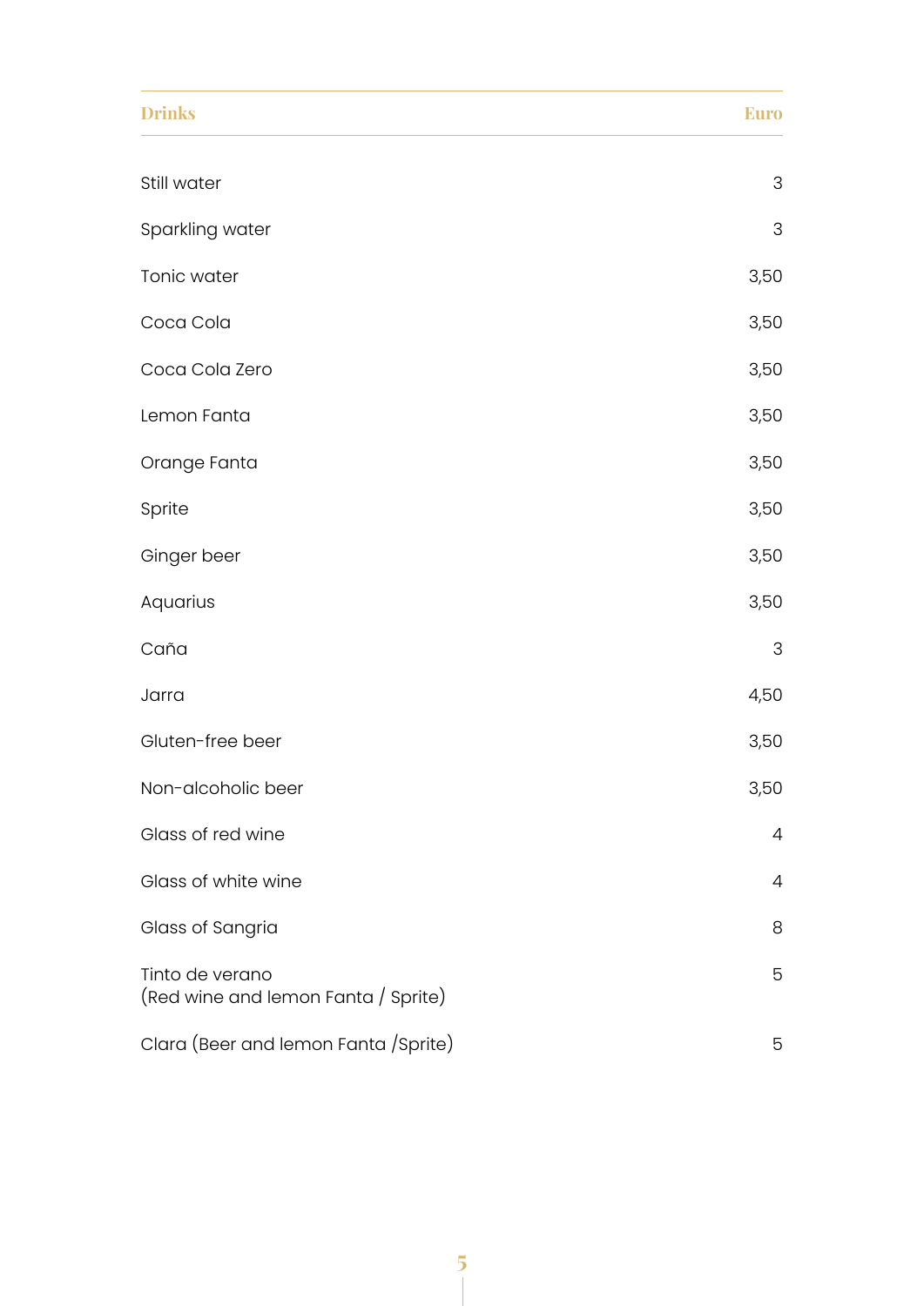| Drinks | Euro |
|---|---|
| Still water | 3 |
| Sparkling water | 3 |
| Tonic water | 3,50 |
| Coca Cola | 3,50 |
| Coca Cola Zero | 3,50 |
| Lemon Fanta | 3,50 |
| Orange Fanta | 3,50 |
| Sprite | 3,50 |
| Ginger beer | 3,50 |
| Aquarius | 3,50 |
| Caña | 3 |
| Jarra | 4,50 |
| Gluten-free beer | 3,50 |
| Non-alcoholic beer | 3,50 |
| Glass of red wine | 4 |
| Glass of white wine | 4 |
| Glass of Sangria | 8 |
| Tinto de verano (Red wine and lemon Fanta / Sprite) | 5 |
| Clara (Beer and lemon Fanta /Sprite) | 5 |